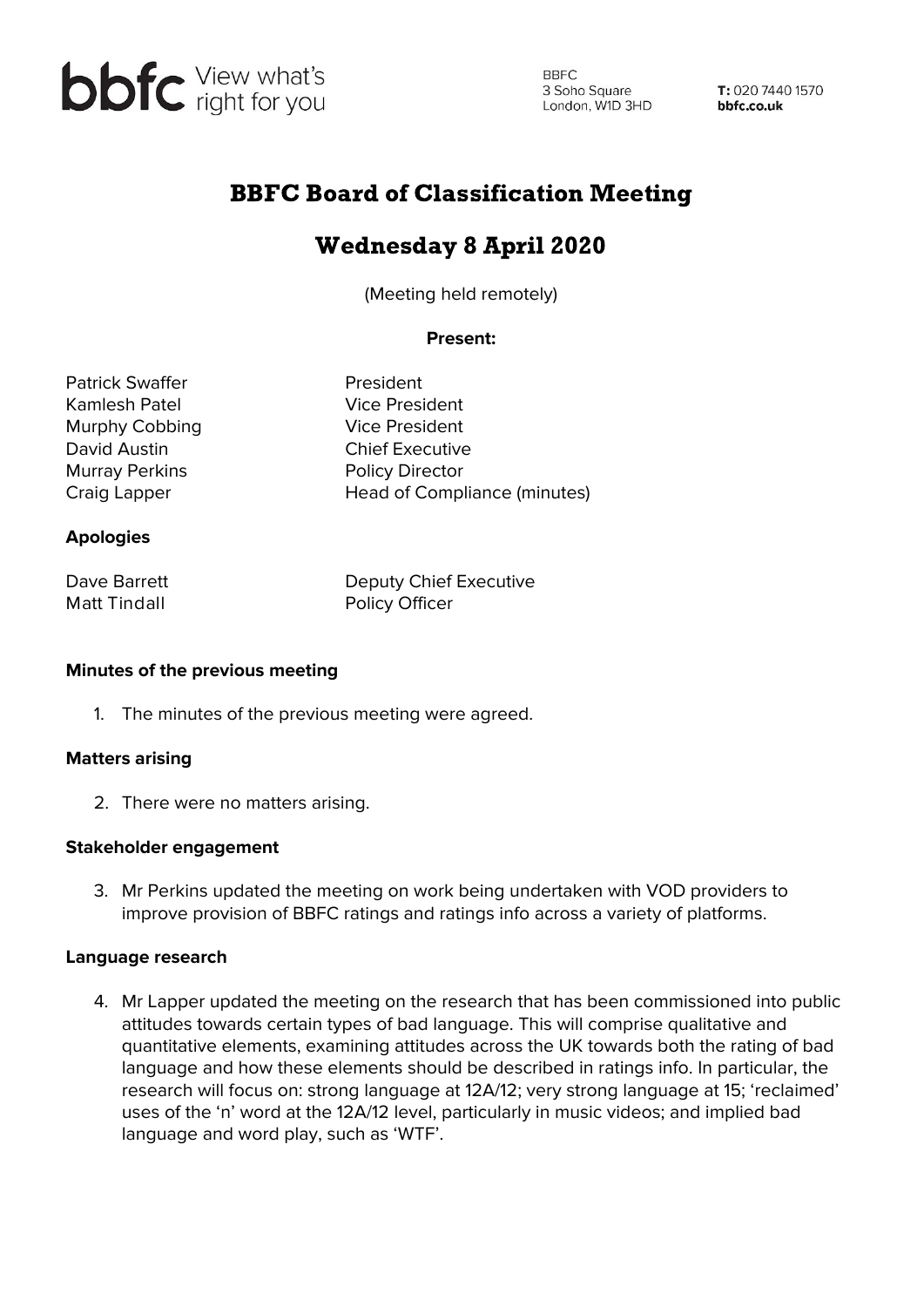bbfc View what's right for you

BBFC
3 Soho Square
London, W1D 3HD

T: 020 7440 1570
bbfc.co.uk

# BBFC Board of Classification Meeting

## Wednesday 8 April 2020

(Meeting held remotely)

**Present:**

| | |
|---|---|
| Patrick Swaffer | President |
| Kamlesh Patel | Vice President |
| Murphy Cobbing | Vice President |
| David Austin | Chief Executive |
| Murray Perkins | Policy Director |
| Craig Lapper | Head of Compliance (minutes) |

**Apologies**

| | |
|---|---|
| Dave Barrett | Deputy Chief Executive |
| Matt Tindall | Policy Officer |

**Minutes of the previous meeting**

1. The minutes of the previous meeting were agreed.

**Matters arising**

2. There were no matters arising.

**Stakeholder engagement**

3. Mr Perkins updated the meeting on work being undertaken with VOD providers to improve provision of BBFC ratings and ratings info across a variety of platforms.

**Language research**

4. Mr Lapper updated the meeting on the research that has been commissioned into public attitudes towards certain types of bad language. This will comprise qualitative and quantitative elements, examining attitudes across the UK towards both the rating of bad language and how these elements should be described in ratings info. In particular, the research will focus on: strong language at 12A/12; very strong language at 15; 'reclaimed' uses of the 'n' word at the 12A/12 level, particularly in music videos; and implied bad language and word play, such as 'WTF'.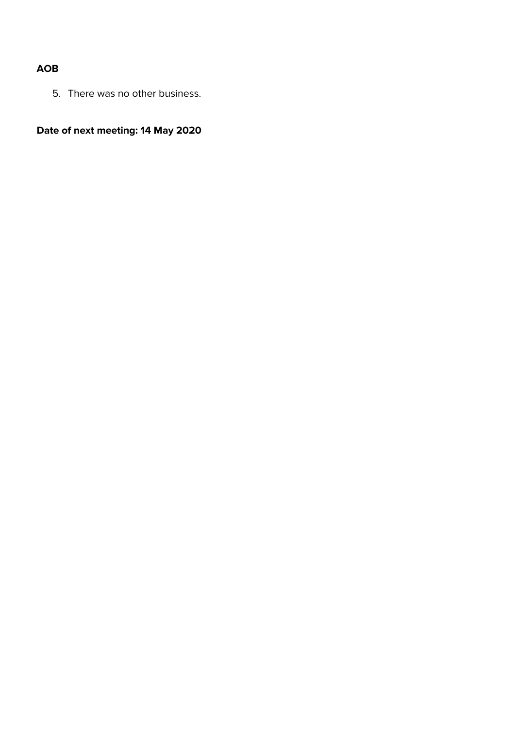**AOB**

5. There was no other business.

**Date of next meeting: 14 May 2020**